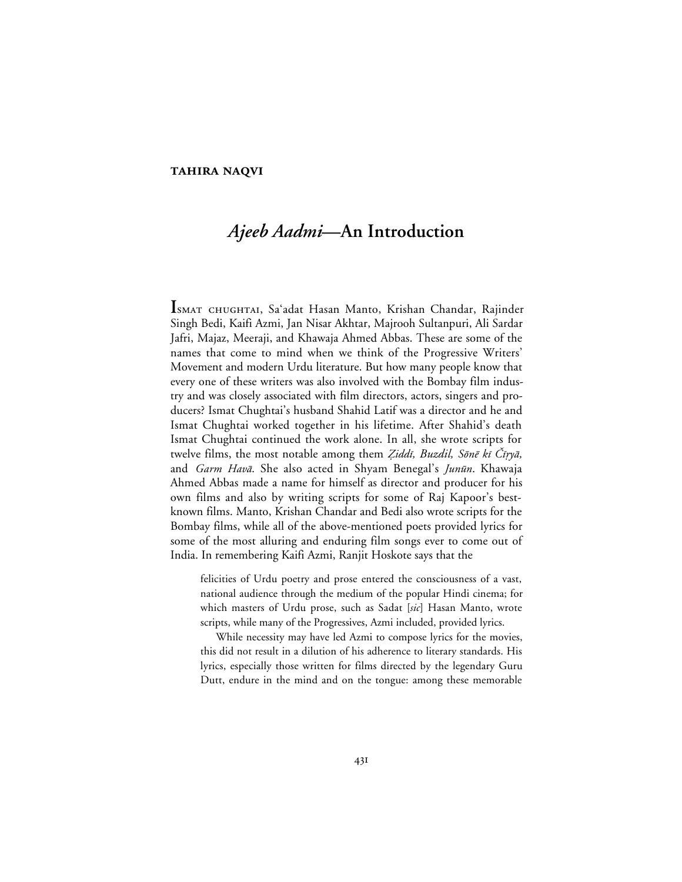**TAHIRA NAQVI**

# *Ajeeb Aadmi*—An Introduction

Ismat Chughtai, Sa'adat Hasan Manto, Krishan Chandar, Rajinder Singh Bedi, Kaifi Azmi, Jan Nisar Akhtar, Majrooh Sultanpuri, Ali Sardar Jafri, Majaz, Meeraji, and Khawaja Ahmed Abbas. These are some of the names that come to mind when we think of the Progressive Writers' Movement and modern Urdu literature. But how many people know that every one of these writers was also involved with the Bombay film industry and was closely associated with film directors, actors, singers and producers? Ismat Chughtai's husband Shahid Latif was a director and he and Ismat Chughtai worked together in his lifetime. After Shahid's death Ismat Chughtai continued the work alone. In all, she wrote scripts for twelve films, the most notable among them *Ẓiddī, Buzdil, Sōnē kī Čīṛyā,* and *Garm Havā*. She also acted in Shyam Benegal's *Junūn*. Khawaja Ahmed Abbas made a name for himself as director and producer for his own films and also by writing scripts for some of Raj Kapoor's best-known films. Manto, Krishan Chandar and Bedi also wrote scripts for the Bombay films, while all of the above-mentioned poets provided lyrics for some of the most alluring and enduring film songs ever to come out of India. In remembering Kaifi Azmi, Ranjit Hoskote says that the

> felicities of Urdu poetry and prose entered the consciousness of a vast, national audience through the medium of the popular Hindi cinema; for which masters of Urdu prose, such as Sadat [*sic*] Hasan Manto, wrote scripts, while many of the Progressives, Azmi included, provided lyrics.
>
> While necessity may have led Azmi to compose lyrics for the movies, this did not result in a dilution of his adherence to literary standards. His lyrics, especially those written for films directed by the legendary Guru Dutt, endure in the mind and on the tongue: among these memorable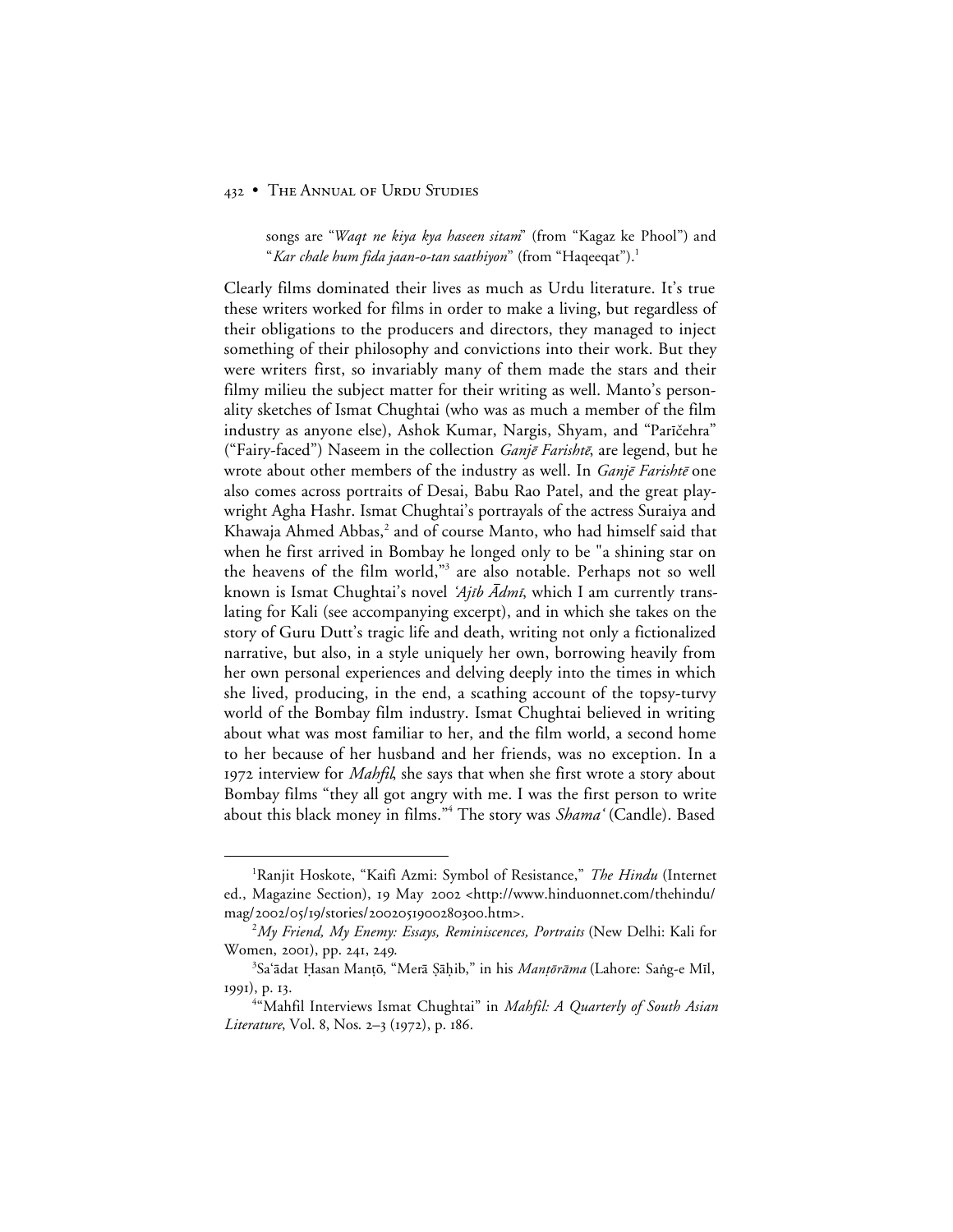songs are "*Waqt ne kiya kya haseen sitam*" (from "Kagaz ke Phool") and "*Kar chale hum fida jaan-o-tan saathiyon*" (from "Haqeeqat").[1]

Clearly films dominated their lives as much as Urdu literature. It's true these writers worked for films in order to make a living, but regardless of their obligations to the producers and directors, they managed to inject something of their philosophy and convictions into their work. But they were writers first, so invariably many of them made the stars and their filmy milieu the subject matter for their writing as well. Manto's personality sketches of Ismat Chughtai (who was as much a member of the film industry as anyone else), Ashok Kumar, Nargis, Shyam, and "Parīčehra" ("Fairy-faced") Naseem in the collection *Ganjē Farishtē*, are legend, but he wrote about other members of the industry as well. In *Ganjē Farishtē* one also comes across portraits of Desai, Babu Rao Patel, and the great playwright Agha Hashr. Ismat Chughtai's portrayals of the actress Suraiya and Khawaja Ahmed Abbas,[2] and of course Manto, who had himself said that when he first arrived in Bombay he longed only to be "a shining star on the heavens of the film world,"[3] are also notable. Perhaps not so well known is Ismat Chughtai's novel *'Ajīb Ādmī*, which I am currently translating for Kali (see accompanying excerpt), and in which she takes on the story of Guru Dutt's tragic life and death, writing not only a fictionalized narrative, but also, in a style uniquely her own, borrowing heavily from her own personal experiences and delving deeply into the times in which she lived, producing, in the end, a scathing account of the topsy-turvy world of the Bombay film industry. Ismat Chughtai believed in writing about what was most familiar to her, and the film world, a second home to her because of her husband and her friends, was no exception. In a 1972 interview for *Mahfil*, she says that when she first wrote a story about Bombay films "they all got angry with me. I was the first person to write about this black money in films."[4] The story was *Shama'* (Candle). Based

---

[1] Ranjit Hoskote, "Kaifi Azmi: Symbol of Resistance," *The Hindu* (Internet ed., Magazine Section), 19 May 2002 <http://www.hinduonnet.com/thehindu/mag/2002/05/19/stories/2002051900280300.htm>.

[2] *My Friend, My Enemy: Essays, Reminiscences, Portraits* (New Delhi: Kali for Women, 2001), pp. 241, 249.

[3] Sa'ādat Ḥasan Manṭō, "Merā Ṣāḥib," in his *Manṭōrāma* (Lahore: Saṅg-e Mīl, 1991), p. 13.

[4] "Mahfil Interviews Ismat Chughtai" in *Mahfil: A Quarterly of South Asian Literature*, Vol. 8, Nos. 2–3 (1972), p. 186.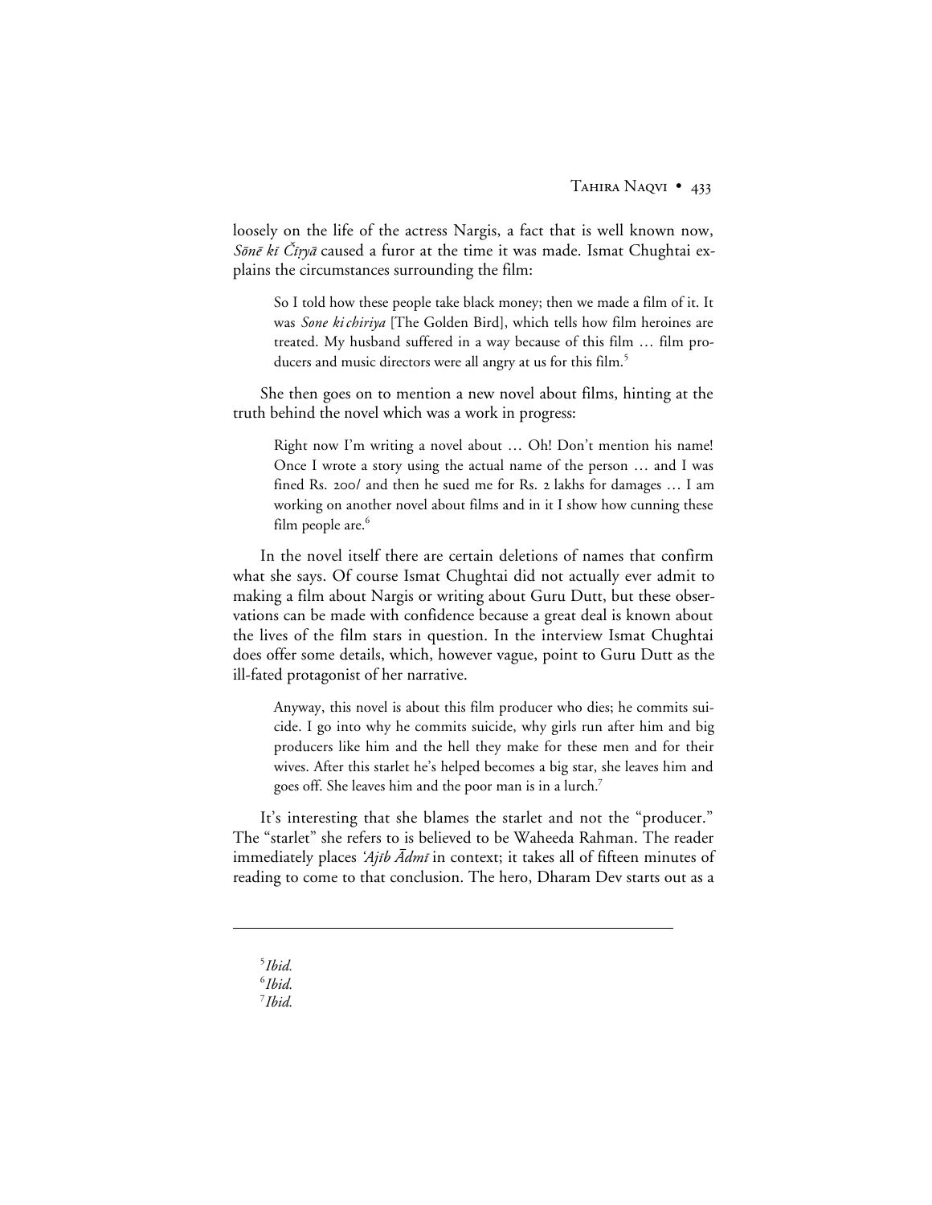loosely on the life of the actress Nargis, a fact that is well known now, *Sōnē kī Čiṛyā* caused a furor at the time it was made. Ismat Chughtai explains the circumstances surrounding the film:

> So I told how these people take black money; then we made a film of it. It was *Sone ki chiriya* [The Golden Bird], which tells how film heroines are treated. My husband suffered in a way because of this film … film producers and music directors were all angry at us for this film.[5]

She then goes on to mention a new novel about films, hinting at the truth behind the novel which was a work in progress:

> Right now I'm writing a novel about … Oh! Don't mention his name! Once I wrote a story using the actual name of the person … and I was fined Rs. 200/ and then he sued me for Rs. 2 lakhs for damages … I am working on another novel about films and in it I show how cunning these film people are.[6]

In the novel itself there are certain deletions of names that confirm what she says. Of course Ismat Chughtai did not actually ever admit to making a film about Nargis or writing about Guru Dutt, but these observations can be made with confidence because a great deal is known about the lives of the film stars in question. In the interview Ismat Chughtai does offer some details, which, however vague, point to Guru Dutt as the ill-fated protagonist of her narrative.

> Anyway, this novel is about this film producer who dies; he commits suicide. I go into why he commits suicide, why girls run after him and big producers like him and the hell they make for these men and for their wives. After this starlet he's helped becomes a big star, she leaves him and goes off. She leaves him and the poor man is in a lurch.[7]

It's interesting that she blames the starlet and not the "producer." The "starlet" she refers to is believed to be Waheeda Rahman. The reader immediately places *'Ajīb Ādmī* in context; it takes all of fifteen minutes of reading to come to that conclusion. The hero, Dharam Dev starts out as a

---

[5] *Ibid.*

[6] *Ibid.*

[7] *Ibid.*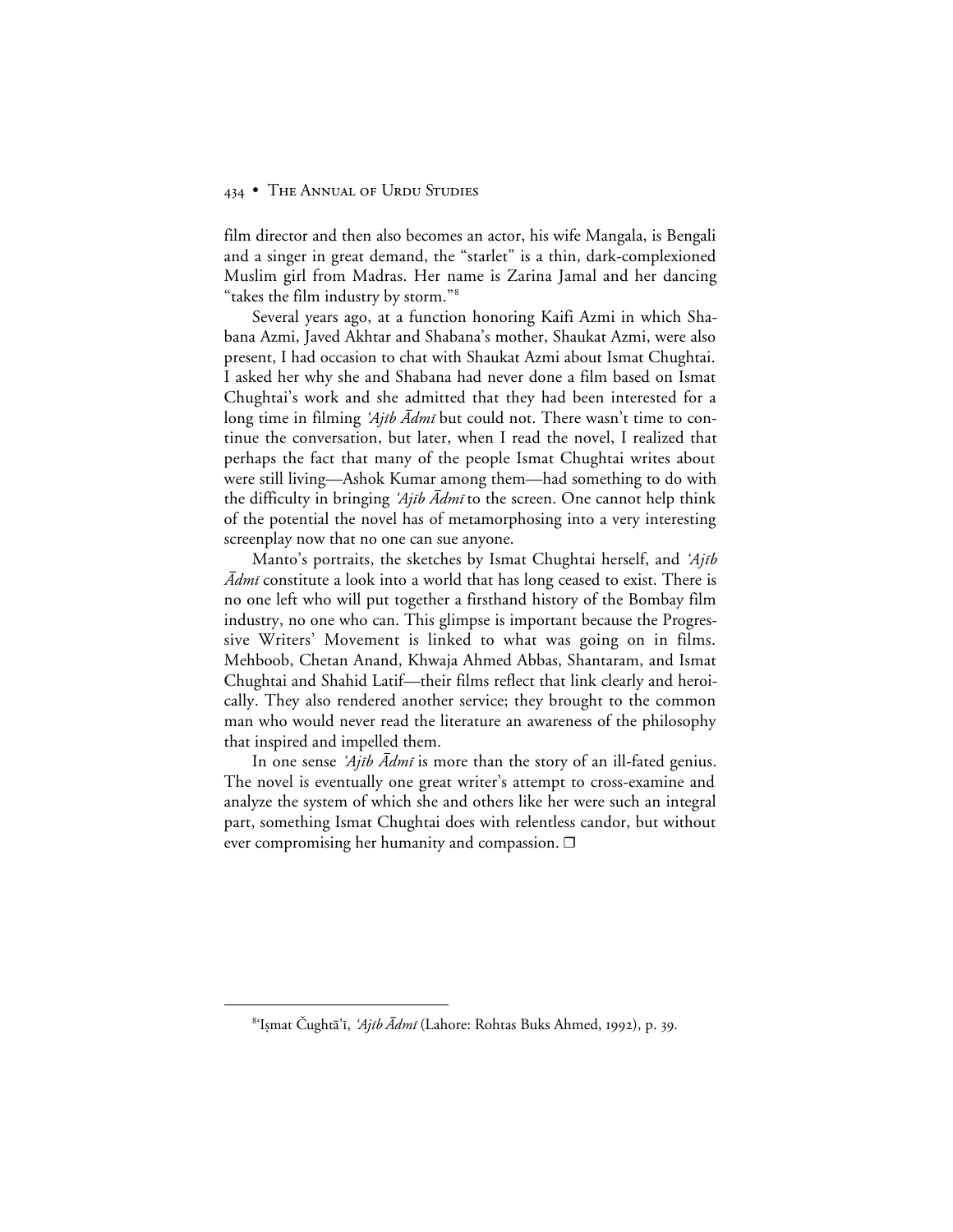film director and then also becomes an actor, his wife Mangala, is Bengali and a singer in great demand, the "starlet" is a thin, dark-complexioned Muslim girl from Madras. Her name is Zarina Jamal and her dancing "takes the film industry by storm."[8]

Several years ago, at a function honoring Kaifi Azmi in which Shabana Azmi, Javed Akhtar and Shabana's mother, Shaukat Azmi, were also present, I had occasion to chat with Shaukat Azmi about Ismat Chughtai. I asked her why she and Shabana had never done a film based on Ismat Chughtai's work and she admitted that they had been interested for a long time in filming *'Ajīb Ādmī* but could not. There wasn't time to continue the conversation, but later, when I read the novel, I realized that perhaps the fact that many of the people Ismat Chughtai writes about were still living—Ashok Kumar among them—had something to do with the difficulty in bringing *'Ajīb Ādmī* to the screen. One cannot help think of the potential the novel has of metamorphosing into a very interesting screenplay now that no one can sue anyone.

Manto's portraits, the sketches by Ismat Chughtai herself, and *'Ajīb Ādmī* constitute a look into a world that has long ceased to exist. There is no one left who will put together a firsthand history of the Bombay film industry, no one who can. This glimpse is important because the Progressive Writers' Movement is linked to what was going on in films. Mehboob, Chetan Anand, Khwaja Ahmed Abbas, Shantaram, and Ismat Chughtai and Shahid Latif—their films reflect that link clearly and heroically. They also rendered another service; they brought to the common man who would never read the literature an awareness of the philosophy that inspired and impelled them.

In one sense *'Ajīb Ādmī* is more than the story of an ill-fated genius. The novel is eventually one great writer's attempt to cross-examine and analyze the system of which she and others like her were such an integral part, something Ismat Chughtai does with relentless candor, but without ever compromising her humanity and compassion. ❐

---

[8]'Iṣmat Čughtā'ī, *'Ajīb Ādmī* (Lahore: Rohtas Buks Ahmed, 1992), p. 39.